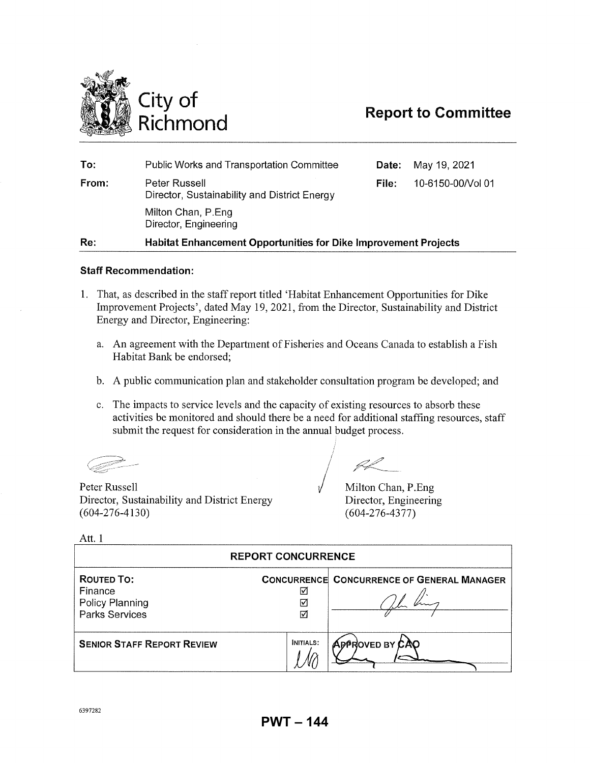# City of Richmond

## Report to Committee

| | | | |
|---|---|---|---|
| **To:** | Public Works and Transportation Committee | **Date:** | May 19, 2021 |
| **From:** | Peter Russell<br>Director, Sustainability and District Energy | **File:** | 10-6150-00/Vol 01 |
| | Milton Chan, P.Eng<br>Director, Engineering | | |
| **Re:** | **Habitat Enhancement Opportunities for Dike Improvement Projects** | | |

### Staff Recommendation:

1. That, as described in the staff report titled 'Habitat Enhancement Opportunities for Dike Improvement Projects', dated May 19, 2021, from the Director, Sustainability and District Energy and Director, Engineering:

   a. An agreement with the Department of Fisheries and Oceans Canada to establish a Fish Habitat Bank be endorsed;

   b. A public communication plan and stakeholder consultation program be developed; and

   c. The impacts to service levels and the capacity of existing resources to absorb these activities be monitored and should there be a need for additional staffing resources, staff submit the request for consideration in the annual budget process.

Peter Russell
Director, Sustainability and District Energy
(604-276-4130)

Milton Chan, P.Eng
Director, Engineering
(604-276-4377)

Att. 1

| **REPORT CONCURRENCE** | | |
|---|---|---|
| **ROUTED TO:** | **CONCURRENCE** | **CONCURRENCE OF GENERAL MANAGER** |
| Finance | ☑ | |
| Policy Planning | ☑ | |
| Parks Services | ☑ | |
| **SENIOR STAFF REPORT REVIEW** | **INITIALS:** | **APPROVED BY CAO** |

6397282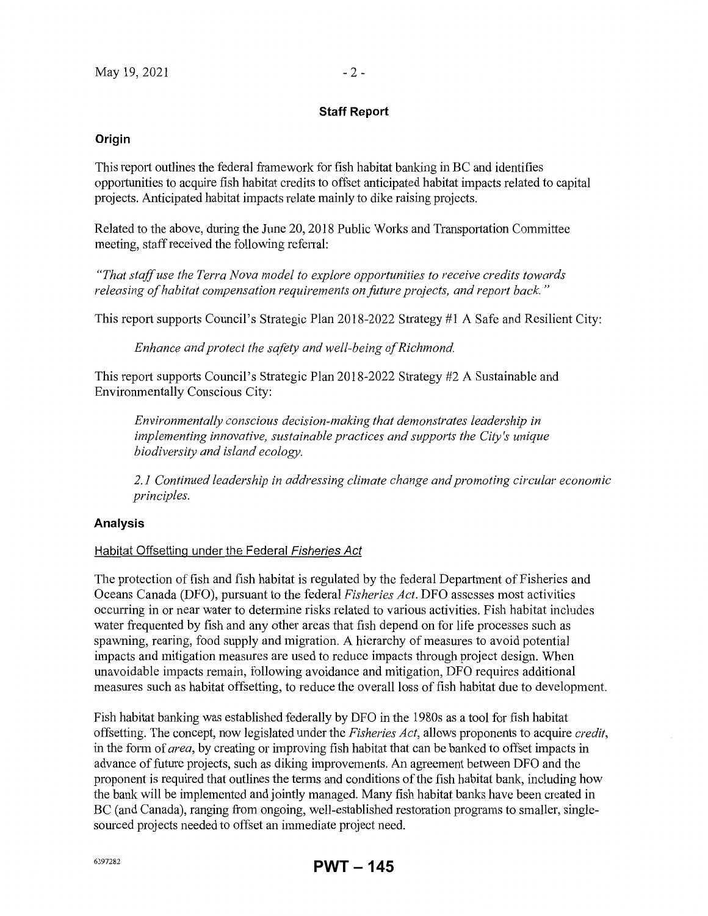## Staff Report

### Origin

This report outlines the federal framework for fish habitat banking in BC and identifies opportunities to acquire fish habitat credits to offset anticipated habitat impacts related to capital projects. Anticipated habitat impacts relate mainly to dike raising projects.

Related to the above, during the June 20, 2018 Public Works and Transportation Committee meeting, staff received the following referral:

*"That staff use the Terra Nova model to explore opportunities to receive credits towards releasing of habitat compensation requirements on future projects, and report back."*

This report supports Council's Strategic Plan 2018-2022 Strategy #1 A Safe and Resilient City:

> *Enhance and protect the safety and well-being of Richmond.*

This report supports Council's Strategic Plan 2018-2022 Strategy #2 A Sustainable and Environmentally Conscious City:

> *Environmentally conscious decision-making that demonstrates leadership in implementing innovative, sustainable practices and supports the City's unique biodiversity and island ecology.*
>
> *2.1 Continued leadership in addressing climate change and promoting circular economic principles.*

### Analysis

#### Habitat Offsetting under the Federal *Fisheries Act*

The protection of fish and fish habitat is regulated by the federal Department of Fisheries and Oceans Canada (DFO), pursuant to the federal *Fisheries Act*. DFO assesses most activities occurring in or near water to determine risks related to various activities. Fish habitat includes water frequented by fish and any other areas that fish depend on for life processes such as spawning, rearing, food supply and migration. A hierarchy of measures to avoid potential impacts and mitigation measures are used to reduce impacts through project design. When unavoidable impacts remain, following avoidance and mitigation, DFO requires additional measures such as habitat offsetting, to reduce the overall loss of fish habitat due to development.

Fish habitat banking was established federally by DFO in the 1980s as a tool for fish habitat offsetting. The concept, now legislated under the *Fisheries Act*, allows proponents to acquire *credit*, in the form of *area*, by creating or improving fish habitat that can be banked to offset impacts in advance of future projects, such as diking improvements. An agreement between DFO and the proponent is required that outlines the terms and conditions of the fish habitat bank, including how the bank will be implemented and jointly managed. Many fish habitat banks have been created in BC (and Canada), ranging from ongoing, well-established restoration programs to smaller, single-sourced projects needed to offset an immediate project need.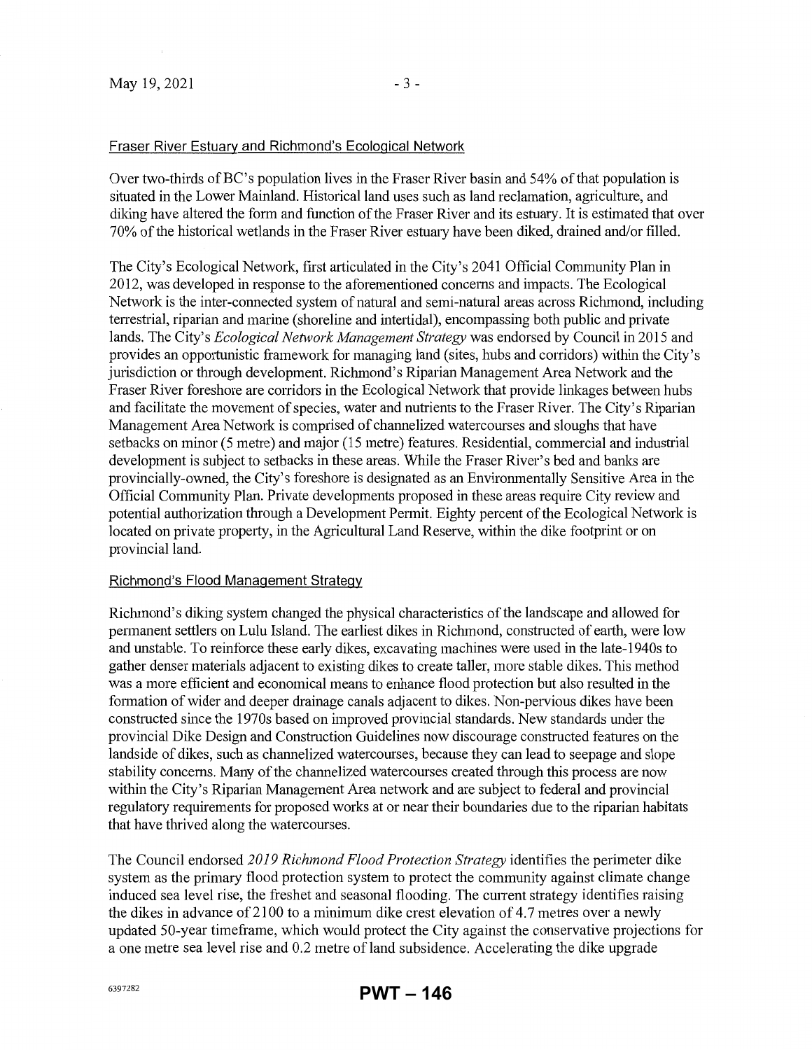## Fraser River Estuary and Richmond's Ecological Network

Over two-thirds of BC's population lives in the Fraser River basin and 54% of that population is situated in the Lower Mainland. Historical land uses such as land reclamation, agriculture, and diking have altered the form and function of the Fraser River and its estuary. It is estimated that over 70% of the historical wetlands in the Fraser River estuary have been diked, drained and/or filled.

The City's Ecological Network, first articulated in the City's 2041 Official Community Plan in 2012, was developed in response to the aforementioned concerns and impacts. The Ecological Network is the inter-connected system of natural and semi-natural areas across Richmond, including terrestrial, riparian and marine (shoreline and intertidal), encompassing both public and private lands. The City's *Ecological Network Management Strategy* was endorsed by Council in 2015 and provides an opportunistic framework for managing land (sites, hubs and corridors) within the City's jurisdiction or through development. Richmond's Riparian Management Area Network and the Fraser River foreshore are corridors in the Ecological Network that provide linkages between hubs and facilitate the movement of species, water and nutrients to the Fraser River. The City's Riparian Management Area Network is comprised of channelized watercourses and sloughs that have setbacks on minor (5 metre) and major (15 metre) features. Residential, commercial and industrial development is subject to setbacks in these areas. While the Fraser River's bed and banks are provincially-owned, the City's foreshore is designated as an Environmentally Sensitive Area in the Official Community Plan. Private developments proposed in these areas require City review and potential authorization through a Development Permit. Eighty percent of the Ecological Network is located on private property, in the Agricultural Land Reserve, within the dike footprint or on provincial land.

## Richmond's Flood Management Strategy

Richmond's diking system changed the physical characteristics of the landscape and allowed for permanent settlers on Lulu Island. The earliest dikes in Richmond, constructed of earth, were low and unstable. To reinforce these early dikes, excavating machines were used in the late-1940s to gather denser materials adjacent to existing dikes to create taller, more stable dikes. This method was a more efficient and economical means to enhance flood protection but also resulted in the formation of wider and deeper drainage canals adjacent to dikes. Non-pervious dikes have been constructed since the 1970s based on improved provincial standards. New standards under the provincial Dike Design and Construction Guidelines now discourage constructed features on the landside of dikes, such as channelized watercourses, because they can lead to seepage and slope stability concerns. Many of the channelized watercourses created through this process are now within the City's Riparian Management Area network and are subject to federal and provincial regulatory requirements for proposed works at or near their boundaries due to the riparian habitats that have thrived along the watercourses.

The Council endorsed *2019 Richmond Flood Protection Strategy* identifies the perimeter dike system as the primary flood protection system to protect the community against climate change induced sea level rise, the freshet and seasonal flooding. The current strategy identifies raising the dikes in advance of 2100 to a minimum dike crest elevation of 4.7 metres over a newly updated 50-year timeframe, which would protect the City against the conservative projections for a one metre sea level rise and 0.2 metre of land subsidence. Accelerating the dike upgrade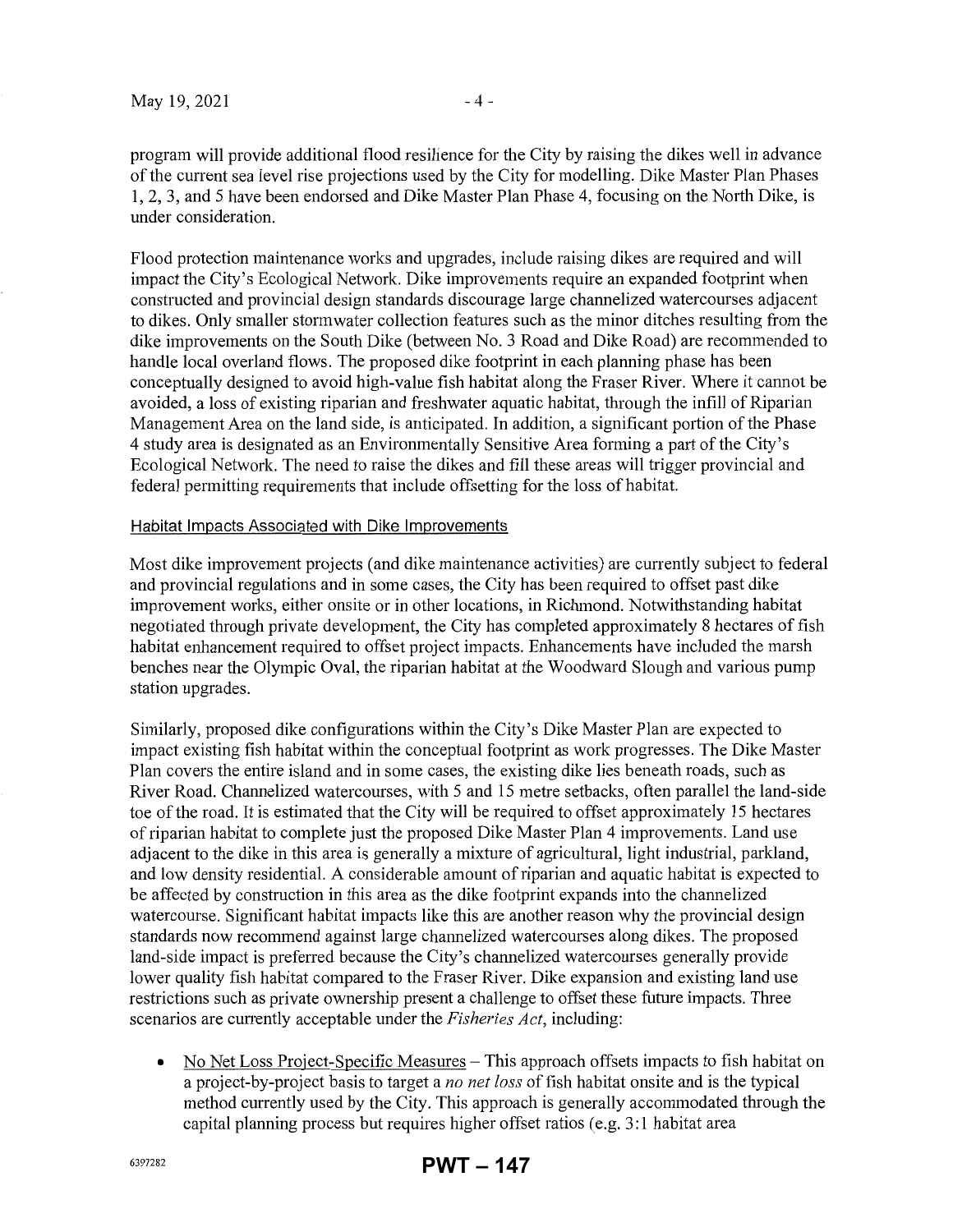program will provide additional flood resilience for the City by raising the dikes well in advance of the current sea level rise projections used by the City for modelling. Dike Master Plan Phases 1, 2, 3, and 5 have been endorsed and Dike Master Plan Phase 4, focusing on the North Dike, is under consideration.

Flood protection maintenance works and upgrades, include raising dikes are required and will impact the City's Ecological Network. Dike improvements require an expanded footprint when constructed and provincial design standards discourage large channelized watercourses adjacent to dikes. Only smaller stormwater collection features such as the minor ditches resulting from the dike improvements on the South Dike (between No. 3 Road and Dike Road) are recommended to handle local overland flows. The proposed dike footprint in each planning phase has been conceptually designed to avoid high-value fish habitat along the Fraser River. Where it cannot be avoided, a loss of existing riparian and freshwater aquatic habitat, through the infill of Riparian Management Area on the land side, is anticipated. In addition, a significant portion of the Phase 4 study area is designated as an Environmentally Sensitive Area forming a part of the City's Ecological Network. The need to raise the dikes and fill these areas will trigger provincial and federal permitting requirements that include offsetting for the loss of habitat.

<u>Habitat Impacts Associated with Dike Improvements</u>

Most dike improvement projects (and dike maintenance activities) are currently subject to federal and provincial regulations and in some cases, the City has been required to offset past dike improvement works, either onsite or in other locations, in Richmond. Notwithstanding habitat negotiated through private development, the City has completed approximately 8 hectares of fish habitat enhancement required to offset project impacts. Enhancements have included the marsh benches near the Olympic Oval, the riparian habitat at the Woodward Slough and various pump station upgrades.

Similarly, proposed dike configurations within the City's Dike Master Plan are expected to impact existing fish habitat within the conceptual footprint as work progresses. The Dike Master Plan covers the entire island and in some cases, the existing dike lies beneath roads, such as River Road. Channelized watercourses, with 5 and 15 metre setbacks, often parallel the land-side toe of the road. It is estimated that the City will be required to offset approximately 15 hectares of riparian habitat to complete just the proposed Dike Master Plan 4 improvements. Land use adjacent to the dike in this area is generally a mixture of agricultural, light industrial, parkland, and low density residential. A considerable amount of riparian and aquatic habitat is expected to be affected by construction in this area as the dike footprint expands into the channelized watercourse. Significant habitat impacts like this are another reason why the provincial design standards now recommend against large channelized watercourses along dikes. The proposed land-side impact is preferred because the City's channelized watercourses generally provide lower quality fish habitat compared to the Fraser River. Dike expansion and existing land use restrictions such as private ownership present a challenge to offset these future impacts. Three scenarios are currently acceptable under the *Fisheries Act*, including:

- <u>No Net Loss Project-Specific Measures</u> – This approach offsets impacts to fish habitat on a project-by-project basis to target a *no net loss* of fish habitat onsite and is the typical method currently used by the City. This approach is generally accommodated through the capital planning process but requires higher offset ratios (e.g. 3:1 habitat area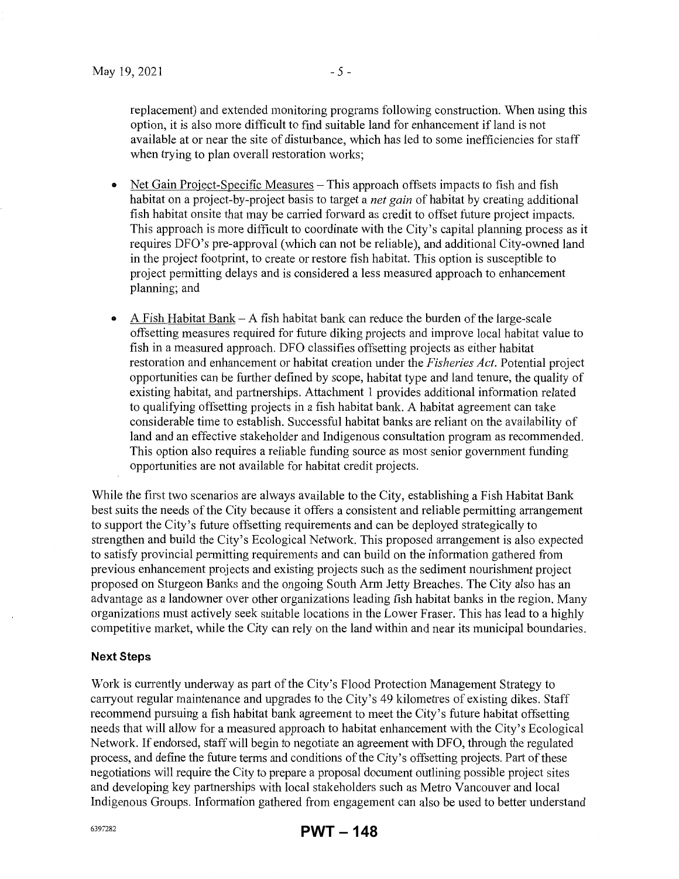replacement) and extended monitoring programs following construction. When using this option, it is also more difficult to find suitable land for enhancement if land is not available at or near the site of disturbance, which has led to some inefficiencies for staff when trying to plan overall restoration works;

- Net Gain Project-Specific Measures – This approach offsets impacts to fish and fish habitat on a project-by-project basis to target a *net gain* of habitat by creating additional fish habitat onsite that may be carried forward as credit to offset future project impacts. This approach is more difficult to coordinate with the City's capital planning process as it requires DFO's pre-approval (which can not be reliable), and additional City-owned land in the project footprint, to create or restore fish habitat. This option is susceptible to project permitting delays and is considered a less measured approach to enhancement planning; and

- A Fish Habitat Bank – A fish habitat bank can reduce the burden of the large-scale offsetting measures required for future diking projects and improve local habitat value to fish in a measured approach. DFO classifies offsetting projects as either habitat restoration and enhancement or habitat creation under the *Fisheries Act*. Potential project opportunities can be further defined by scope, habitat type and land tenure, the quality of existing habitat, and partnerships. Attachment 1 provides additional information related to qualifying offsetting projects in a fish habitat bank. A habitat agreement can take considerable time to establish. Successful habitat banks are reliant on the availability of land and an effective stakeholder and Indigenous consultation program as recommended. This option also requires a reliable funding source as most senior government funding opportunities are not available for habitat credit projects.

While the first two scenarios are always available to the City, establishing a Fish Habitat Bank best suits the needs of the City because it offers a consistent and reliable permitting arrangement to support the City's future offsetting requirements and can be deployed strategically to strengthen and build the City's Ecological Network. This proposed arrangement is also expected to satisfy provincial permitting requirements and can build on the information gathered from previous enhancement projects and existing projects such as the sediment nourishment project proposed on Sturgeon Banks and the ongoing South Arm Jetty Breaches. The City also has an advantage as a landowner over other organizations leading fish habitat banks in the region. Many organizations must actively seek suitable locations in the Lower Fraser. This has lead to a highly competitive market, while the City can rely on the land within and near its municipal boundaries.

### Next Steps

Work is currently underway as part of the City's Flood Protection Management Strategy to carryout regular maintenance and upgrades to the City's 49 kilometres of existing dikes. Staff recommend pursuing a fish habitat bank agreement to meet the City's future habitat offsetting needs that will allow for a measured approach to habitat enhancement with the City's Ecological Network. If endorsed, staff will begin to negotiate an agreement with DFO, through the regulated process, and define the future terms and conditions of the City's offsetting projects. Part of these negotiations will require the City to prepare a proposal document outlining possible project sites and developing key partnerships with local stakeholders such as Metro Vancouver and local Indigenous Groups. Information gathered from engagement can also be used to better understand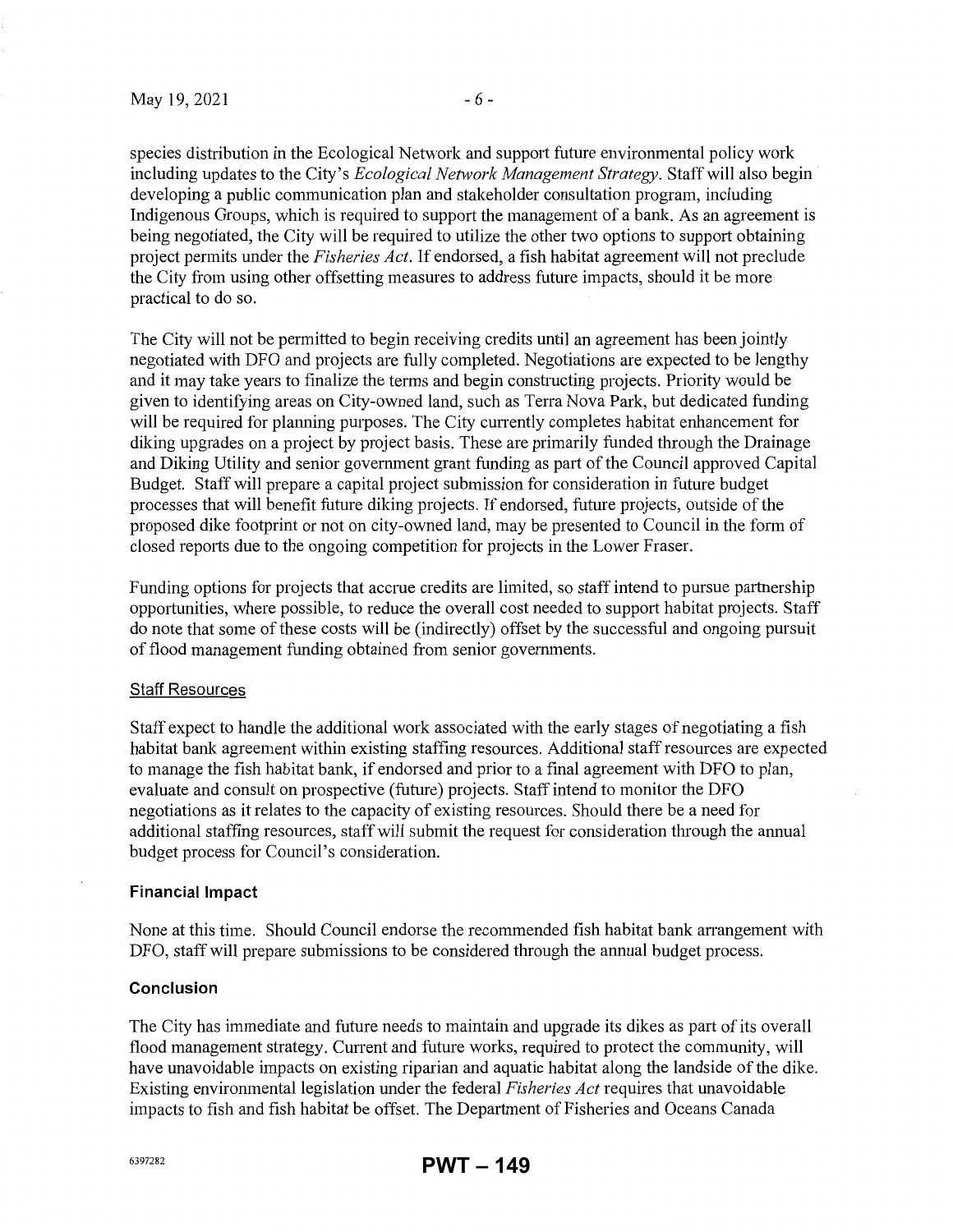species distribution in the Ecological Network and support future environmental policy work including updates to the City's *Ecological Network Management Strategy*. Staff will also begin developing a public communication plan and stakeholder consultation program, including Indigenous Groups, which is required to support the management of a bank. As an agreement is being negotiated, the City will be required to utilize the other two options to support obtaining project permits under the *Fisheries Act*. If endorsed, a fish habitat agreement will not preclude the City from using other offsetting measures to address future impacts, should it be more practical to do so.

The City will not be permitted to begin receiving credits until an agreement has been jointly negotiated with DFO and projects are fully completed. Negotiations are expected to be lengthy and it may take years to finalize the terms and begin constructing projects. Priority would be given to identifying areas on City-owned land, such as Terra Nova Park, but dedicated funding will be required for planning purposes. The City currently completes habitat enhancement for diking upgrades on a project by project basis. These are primarily funded through the Drainage and Diking Utility and senior government grant funding as part of the Council approved Capital Budget. Staff will prepare a capital project submission for consideration in future budget processes that will benefit future diking projects. If endorsed, future projects, outside of the proposed dike footprint or not on city-owned land, may be presented to Council in the form of closed reports due to the ongoing competition for projects in the Lower Fraser.

Funding options for projects that accrue credits are limited, so staff intend to pursue partnership opportunities, where possible, to reduce the overall cost needed to support habitat projects. Staff do note that some of these costs will be (indirectly) offset by the successful and ongoing pursuit of flood management funding obtained from senior governments.

#### Staff Resources

Staff expect to handle the additional work associated with the early stages of negotiating a fish habitat bank agreement within existing staffing resources. Additional staff resources are expected to manage the fish habitat bank, if endorsed and prior to a final agreement with DFO to plan, evaluate and consult on prospective (future) projects. Staff intend to monitor the DFO negotiations as it relates to the capacity of existing resources. Should there be a need for additional staffing resources, staff will submit the request for consideration through the annual budget process for Council's consideration.

### Financial Impact

None at this time. Should Council endorse the recommended fish habitat bank arrangement with DFO, staff will prepare submissions to be considered through the annual budget process.

### Conclusion

The City has immediate and future needs to maintain and upgrade its dikes as part of its overall flood management strategy. Current and future works, required to protect the community, will have unavoidable impacts on existing riparian and aquatic habitat along the landside of the dike. Existing environmental legislation under the federal *Fisheries Act* requires that unavoidable impacts to fish and fish habitat be offset. The Department of Fisheries and Oceans Canada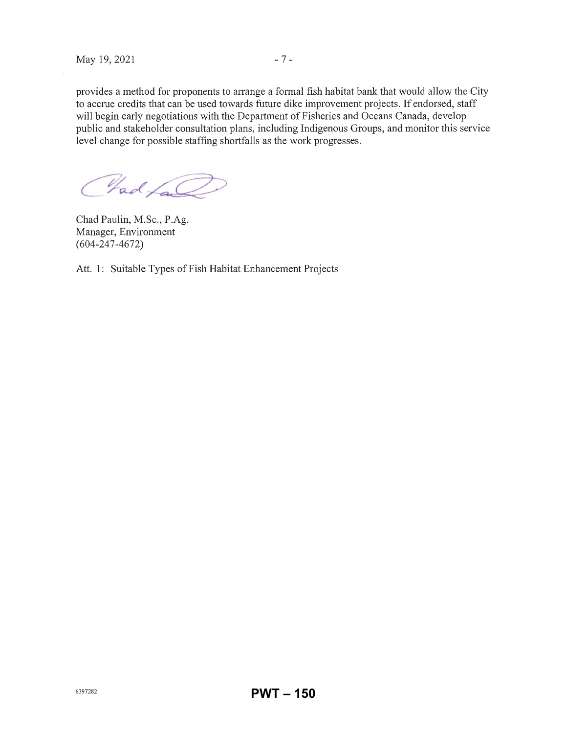provides a method for proponents to arrange a formal fish habitat bank that would allow the City to accrue credits that can be used towards future dike improvement projects. If endorsed, staff will begin early negotiations with the Department of Fisheries and Oceans Canada, develop public and stakeholder consultation plans, including Indigenous Groups, and monitor this service level change for possible staffing shortfalls as the work progresses.

Chad Paulin, M.Sc., P.Ag.
Manager, Environment
(604-247-4672)

Att. 1: Suitable Types of Fish Habitat Enhancement Projects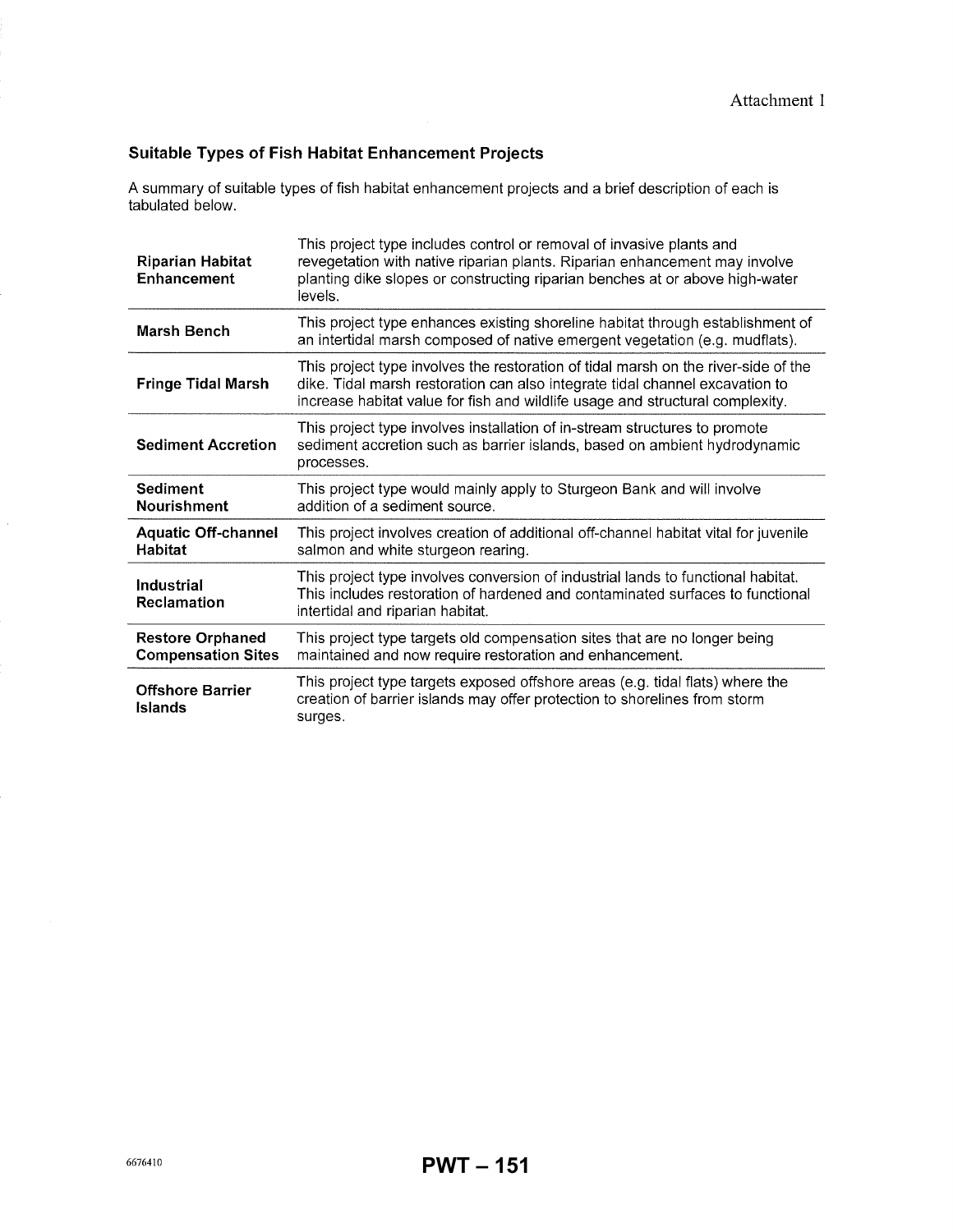Attachment 1

### Suitable Types of Fish Habitat Enhancement Projects

A summary of suitable types of fish habitat enhancement projects and a brief description of each is tabulated below.

| | |
|---|---|
| **Riparian Habitat Enhancement** | This project type includes control or removal of invasive plants and revegetation with native riparian plants. Riparian enhancement may involve planting dike slopes or constructing riparian benches at or above high-water levels. |
| **Marsh Bench** | This project type enhances existing shoreline habitat through establishment of an intertidal marsh composed of native emergent vegetation (e.g. mudflats). |
| **Fringe Tidal Marsh** | This project type involves the restoration of tidal marsh on the river-side of the dike. Tidal marsh restoration can also integrate tidal channel excavation to increase habitat value for fish and wildlife usage and structural complexity. |
| **Sediment Accretion** | This project type involves installation of in-stream structures to promote sediment accretion such as barrier islands, based on ambient hydrodynamic processes. |
| **Sediment Nourishment** | This project type would mainly apply to Sturgeon Bank and will involve addition of a sediment source. |
| **Aquatic Off-channel Habitat** | This project involves creation of additional off-channel habitat vital for juvenile salmon and white sturgeon rearing. |
| **Industrial Reclamation** | This project type involves conversion of industrial lands to functional habitat. This includes restoration of hardened and contaminated surfaces to functional intertidal and riparian habitat. |
| **Restore Orphaned Compensation Sites** | This project type targets old compensation sites that are no longer being maintained and now require restoration and enhancement. |
| **Offshore Barrier Islands** | This project type targets exposed offshore areas (e.g. tidal flats) where the creation of barrier islands may offer protection to shorelines from storm surges. |

6676410

**PWT – 151**